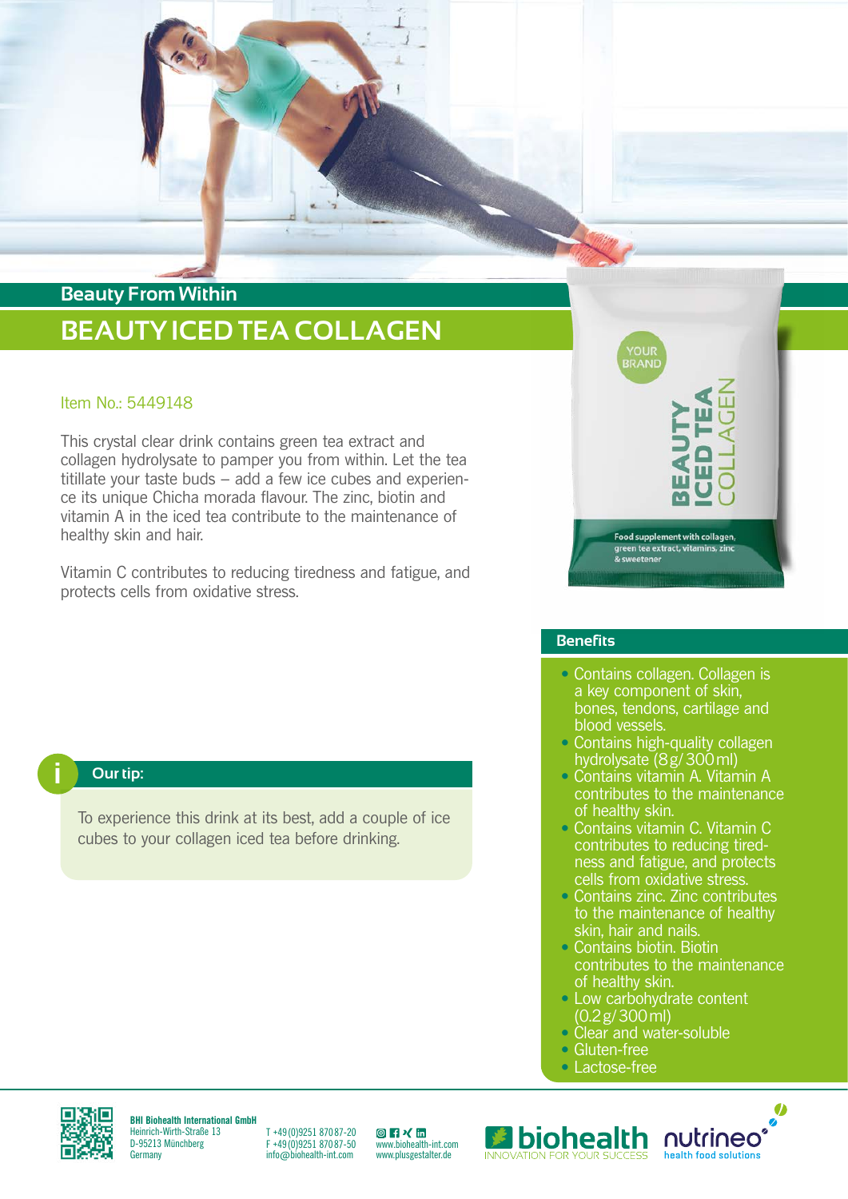Beauty From Within

# BEAUTY ICED TEA COLLAGEN

Item No.: 5449148

This crystal clear drink contains green tea extract and collagen hydrolysate to pamper you from within. Let the tea titillate your taste buds – add a few ice cubes and experience its unique Chicha morada flavour. The zinc, biotin and vitamin A in the iced tea contribute to the maintenance of healthy skin and hair.

Vitamin C contributes to reducing tiredness and fatigue, and protects cells from oxidative stress.

### Our tip:

To experience this drink at its best, add a couple of ice cubes to your collagen iced tea before drinking.

## Benefits

- Contains collagen. Collagen is a key component of skin, bones, tendons, cartilage and blood vessels.
- Contains high-quality collagen hydrolysate (8 g/ 300 ml)
- Contains vitamin A. Vitamin A contributes to the maintenance of healthy skin.
- Contains vitamin C. Vitamin C contributes to reducing tiredness and fatigue, and protects cells from oxidative stress.
- Contains zinc. Zinc contributes to the maintenance of healthy skin, hair and nails.
- Contains biotin. Biotin contributes to the maintenance of healthy skin.
- Low carbohydrate content (0.2 g/ 300 ml)
- Clear and water-soluble
- Gluten-free
- Lactose-free

**BHI Biohealth International GmbH**
Heinrich-Wirth-Straße 13
D-95213 Münchberg
Germany

T +49 (0)9251 870 87-20
F +49 (0)9251 870 87-50
info@biohealth-int.com

www.biohealth-int.com
www.plusgestalter.de

biohealth INNOVATION FOR YOUR SUCCESS
nutrineo health food solutions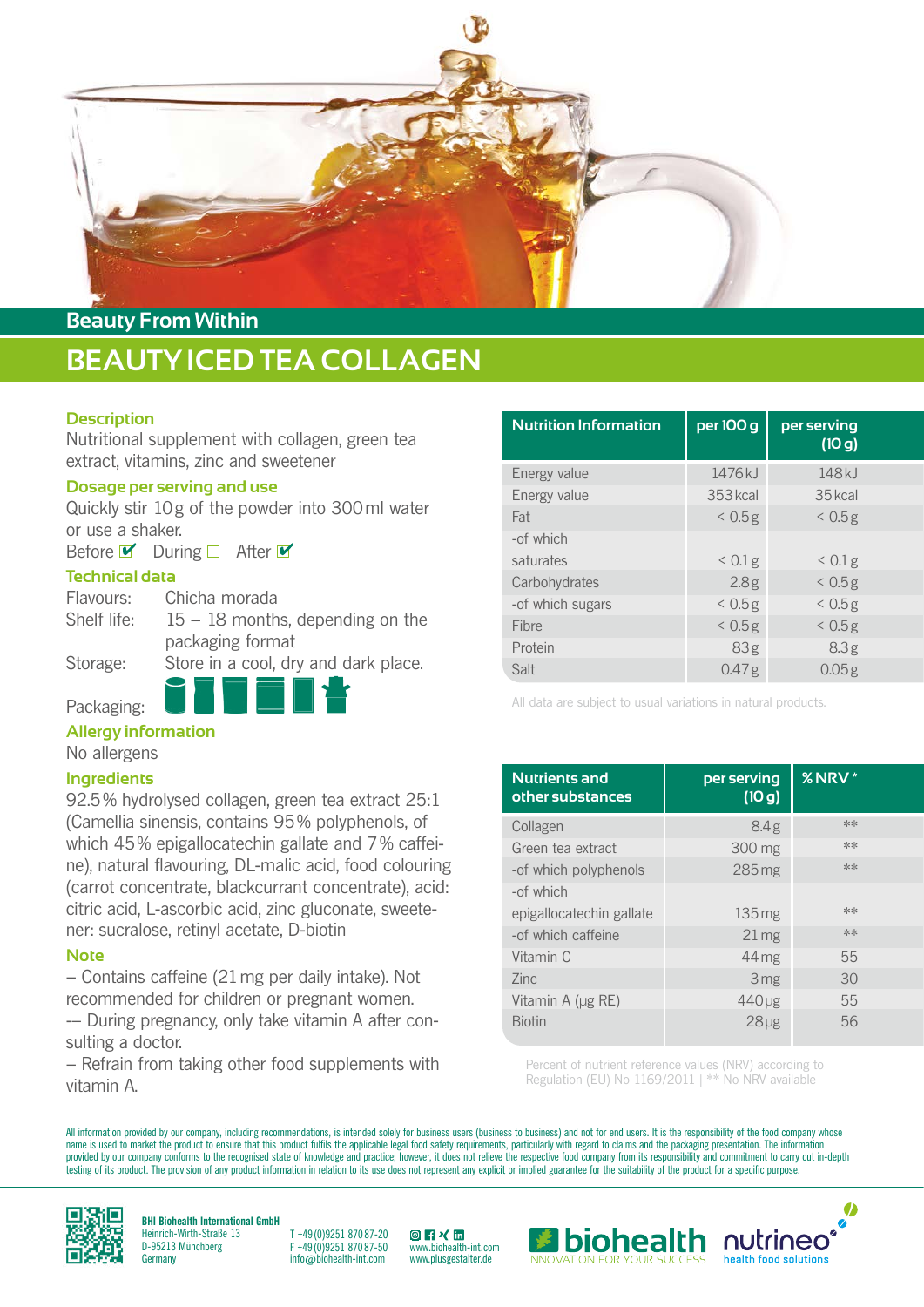Beauty From Within

# BEAUTY ICED TEA COLLAGEN

### Description

Nutritional supplement with collagen, green tea extract, vitamins, zinc and sweetener

### Dosage per serving and use

Quickly stir 10 g of the powder into 300 ml water or use a shaker.

Before ☑ During ☐ After ☑

### Technical data

Flavours: Chicha morada

Shelf life: 15 – 18 months, depending on the packaging format

Storage: Store in a cool, dry and dark place.

Packaging:

### Allergy information

No allergens

### Ingredients

92.5% hydrolysed collagen, green tea extract 25:1 (Camellia sinensis, contains 95% polyphenols, of which 45% epigallocatechin gallate and 7% caffeine), natural flavouring, DL-malic acid, food colouring (carrot concentrate, blackcurrant concentrate), acid: citric acid, L-ascorbic acid, zinc gluconate, sweetener: sucralose, retinyl acetate, D-biotin

### Note

– Contains caffeine (21 mg per daily intake). Not recommended for children or pregnant women.

–- During pregnancy, only take vitamin A after consulting a doctor.

– Refrain from taking other food supplements with vitamin A.

| Nutrition Information | per 100 g | per serving (10 g) |
|---|---|---|
| Energy value | 1476 kJ | 148 kJ |
| Energy value | 353 kcal | 35 kcal |
| Fat | < 0.5 g | < 0.5 g |
| -of which saturates | < 0.1 g | < 0.1 g |
| Carbohydrates | 2.8 g | < 0.5 g |
| -of which sugars | < 0.5 g | < 0.5 g |
| Fibre | < 0.5 g | < 0.5 g |
| Protein | 83 g | 8.3 g |
| Salt | 0.47 g | 0.05 g |

All data are subject to usual variations in natural products.

| Nutrients and other substances | per serving (10 g) | % NRV * |
|---|---|---|
| Collagen | 8.4 g | ** |
| Green tea extract | 300 mg | ** |
| -of which polyphenols | 285 mg | ** |
| -of which epigallocatechin gallate | 135 mg | ** |
| -of which caffeine | 21 mg | ** |
| Vitamin C | 44 mg | 55 |
| Zinc | 3 mg | 30 |
| Vitamin A (µg RE) | 440 µg | 55 |
| Biotin | 28 µg | 56 |

Percent of nutrient reference values (NRV) according to Regulation (EU) No 1169/2011 | ** No NRV available

All information provided by our company, including recommendations, is intended solely for business users (business to business) and not for end users. It is the responsibility of the food company whose name is used to market the product to ensure that this product fulfils the applicable legal food safety requirements, particularly with regard to claims and the packaging presentation. The information provided by our company conforms to the recognised state of knowledge and practice; however, it does not relieve the respective food company from its responsibility and commitment to carry out in-depth testing of its product. The provision of any product information in relation to its use does not represent any explicit or implied guarantee for the suitability of the product for a specific purpose.

**BHI Biohealth International GmbH**
Heinrich-Wirth-Straße 13
D-95213 Münchberg
Germany

T +49 (0)9251 870 87-20
F +49 (0)9251 870 87-50
info@biohealth-int.com

www.biohealth-int.com
www.plusgestalter.de

biohealth INNOVATION FOR YOUR SUCCESS

nutrineo health food solutions